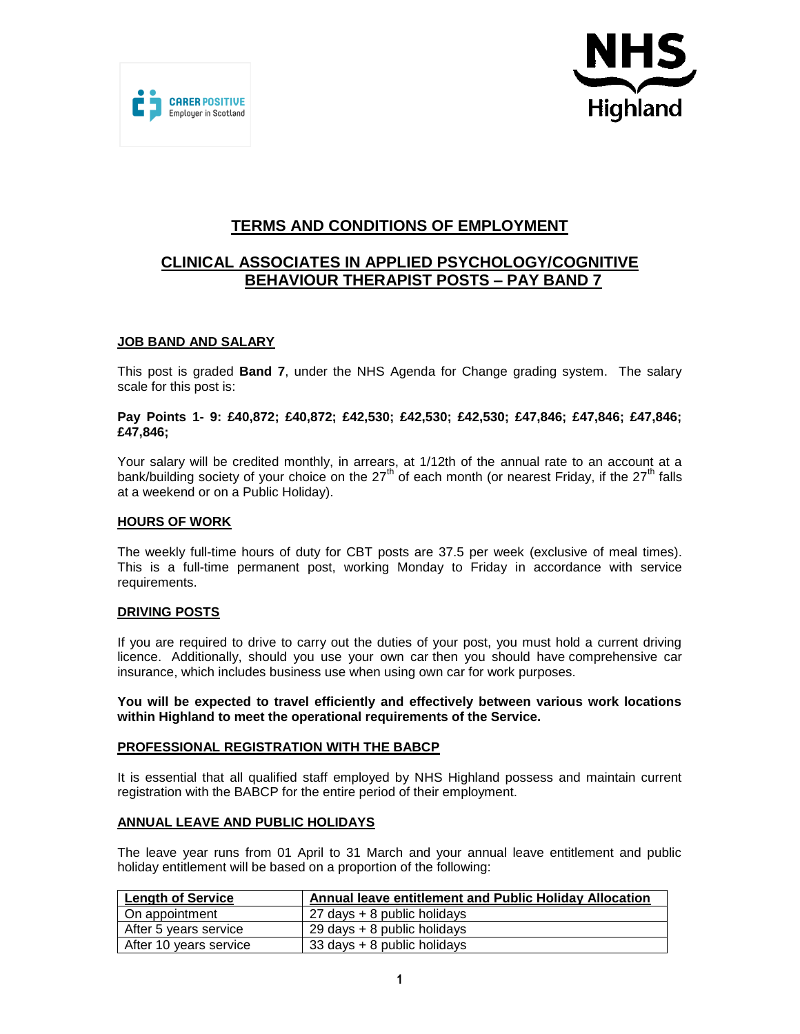# TERMS AND CONDITIONS OF EMPLOYMENT

## CLINICAL ASSOCIATES IN APPLIED PSYCHOLOGY/COGNITIVE BEHAVIOUR THERAPIST POSTS – PAY BAND 7

### JOB BAND AND SALARY

This post is graded **Band 7**, under the NHS Agenda for Change grading system. The salary scale for this post is:

**Pay Points 1- 9: £40,872; £40,872; £42,530; £42,530; £42,530; £47,846; £47,846; £47,846; £47,846;**

Your salary will be credited monthly, in arrears, at 1/12th of the annual rate to an account at a bank/building society of your choice on the 27th of each month (or nearest Friday, if the 27th falls at a weekend or on a Public Holiday).

### HOURS OF WORK

The weekly full-time hours of duty for CBT posts are 37.5 per week (exclusive of meal times). This is a full-time permanent post, working Monday to Friday in accordance with service requirements.

### DRIVING POSTS

If you are required to drive to carry out the duties of your post, you must hold a current driving licence. Additionally, should you use your own car then you should have comprehensive car insurance, which includes business use when using own car for work purposes.

**You will be expected to travel efficiently and effectively between various work locations within Highland to meet the operational requirements of the Service.**

### PROFESSIONAL REGISTRATION WITH THE BABCP

It is essential that all qualified staff employed by NHS Highland possess and maintain current registration with the BABCP for the entire period of their employment.

### ANNUAL LEAVE AND PUBLIC HOLIDAYS

The leave year runs from 01 April to 31 March and your annual leave entitlement and public holiday entitlement will be based on a proportion of the following:

| Length of Service | Annual leave entitlement and Public Holiday Allocation |
|---|---|
| On appointment | 27 days + 8 public holidays |
| After 5 years service | 29 days + 8 public holidays |
| After 10 years service | 33 days + 8 public holidays |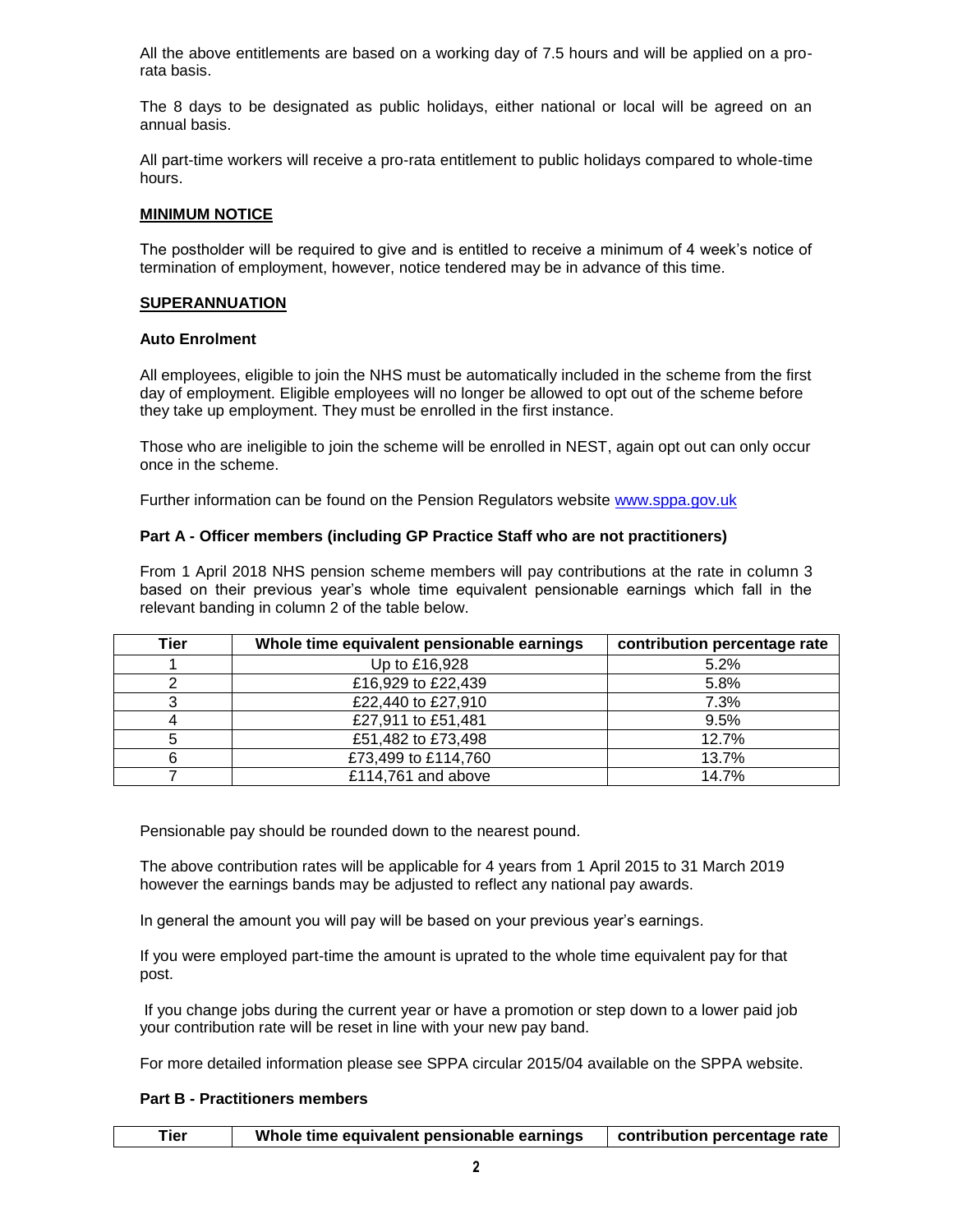All the above entitlements are based on a working day of 7.5 hours and will be applied on a pro-rata basis.

The 8 days to be designated as public holidays, either national or local will be agreed on an annual basis.

All part-time workers will receive a pro-rata entitlement to public holidays compared to whole-time hours.

## MINIMUM NOTICE

The postholder will be required to give and is entitled to receive a minimum of 4 week's notice of termination of employment, however, notice tendered may be in advance of this time.

## SUPERANNUATION

### Auto Enrolment

All employees, eligible to join the NHS must be automatically included in the scheme from the first day of employment. Eligible employees will no longer be allowed to opt out of the scheme before they take up employment. They must be enrolled in the first instance.

Those who are ineligible to join the scheme will be enrolled in NEST, again opt out can only occur once in the scheme.

Further information can be found on the Pension Regulators website www.sppa.gov.uk

### Part A - Officer members (including GP Practice Staff who are not practitioners)

From 1 April 2018 NHS pension scheme members will pay contributions at the rate in column 3 based on their previous year's whole time equivalent pensionable earnings which fall in the relevant banding in column 2 of the table below.

| Tier | Whole time equivalent pensionable earnings | contribution percentage rate |
|---|---|---|
| 1 | Up to £16,928 | 5.2% |
| 2 | £16,929 to £22,439 | 5.8% |
| 3 | £22,440 to £27,910 | 7.3% |
| 4 | £27,911 to £51,481 | 9.5% |
| 5 | £51,482 to £73,498 | 12.7% |
| 6 | £73,499 to £114,760 | 13.7% |
| 7 | £114,761 and above | 14.7% |

Pensionable pay should be rounded down to the nearest pound.

The above contribution rates will be applicable for 4 years from 1 April 2015 to 31 March 2019 however the earnings bands may be adjusted to reflect any national pay awards.

In general the amount you will pay will be based on your previous year's earnings.

If you were employed part-time the amount is uprated to the whole time equivalent pay for that post.

If you change jobs during the current year or have a promotion or step down to a lower paid job your contribution rate will be reset in line with your new pay band.

For more detailed information please see SPPA circular 2015/04 available on the SPPA website.

### Part B - Practitioners members

| Tier | Whole time equivalent pensionable earnings | contribution percentage rate |
|---|---|---|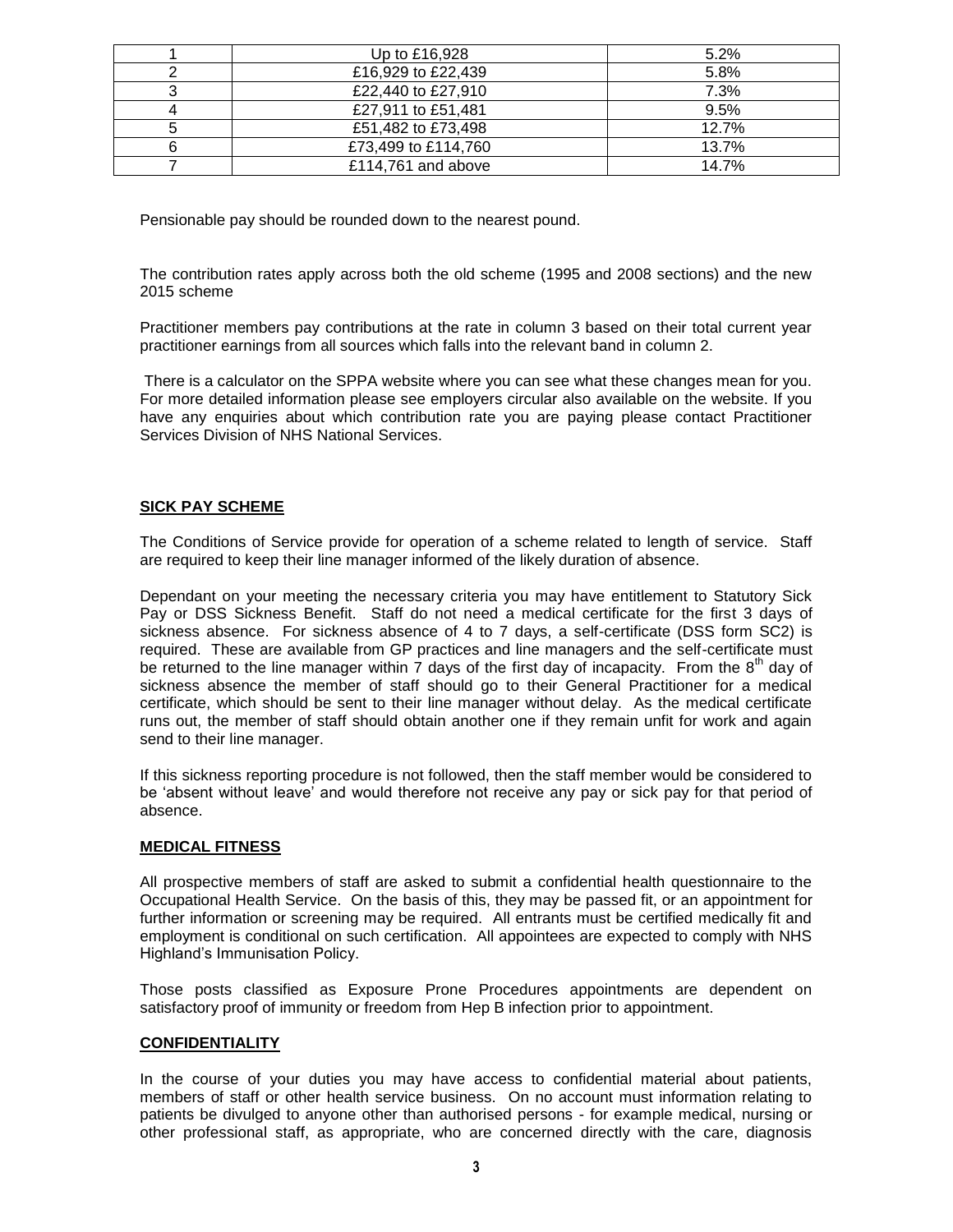| 1 | Up to £16,928 | 5.2% |
|---|---|---|
| 2 | £16,929 to £22,439 | 5.8% |
| 3 | £22,440 to £27,910 | 7.3% |
| 4 | £27,911 to £51,481 | 9.5% |
| 5 | £51,482 to £73,498 | 12.7% |
| 6 | £73,499 to £114,760 | 13.7% |
| 7 | £114,761 and above | 14.7% |

Pensionable pay should be rounded down to the nearest pound.

The contribution rates apply across both the old scheme (1995 and 2008 sections) and the new 2015 scheme

Practitioner members pay contributions at the rate in column 3 based on their total current year practitioner earnings from all sources which falls into the relevant band in column 2.

There is a calculator on the SPPA website where you can see what these changes mean for you. For more detailed information please see employers circular also available on the website. If you have any enquiries about which contribution rate you are paying please contact Practitioner Services Division of NHS National Services.

**SICK PAY SCHEME**

The Conditions of Service provide for operation of a scheme related to length of service. Staff are required to keep their line manager informed of the likely duration of absence.

Dependant on your meeting the necessary criteria you may have entitlement to Statutory Sick Pay or DSS Sickness Benefit. Staff do not need a medical certificate for the first 3 days of sickness absence. For sickness absence of 4 to 7 days, a self-certificate (DSS form SC2) is required. These are available from GP practices and line managers and the self-certificate must be returned to the line manager within 7 days of the first day of incapacity. From the 8th day of sickness absence the member of staff should go to their General Practitioner for a medical certificate, which should be sent to their line manager without delay. As the medical certificate runs out, the member of staff should obtain another one if they remain unfit for work and again send to their line manager.

If this sickness reporting procedure is not followed, then the staff member would be considered to be 'absent without leave' and would therefore not receive any pay or sick pay for that period of absence.

**MEDICAL FITNESS**

All prospective members of staff are asked to submit a confidential health questionnaire to the Occupational Health Service. On the basis of this, they may be passed fit, or an appointment for further information or screening may be required. All entrants must be certified medically fit and employment is conditional on such certification. All appointees are expected to comply with NHS Highland's Immunisation Policy.

Those posts classified as Exposure Prone Procedures appointments are dependent on satisfactory proof of immunity or freedom from Hep B infection prior to appointment.

**CONFIDENTIALITY**

In the course of your duties you may have access to confidential material about patients, members of staff or other health service business. On no account must information relating to patients be divulged to anyone other than authorised persons - for example medical, nursing or other professional staff, as appropriate, who are concerned directly with the care, diagnosis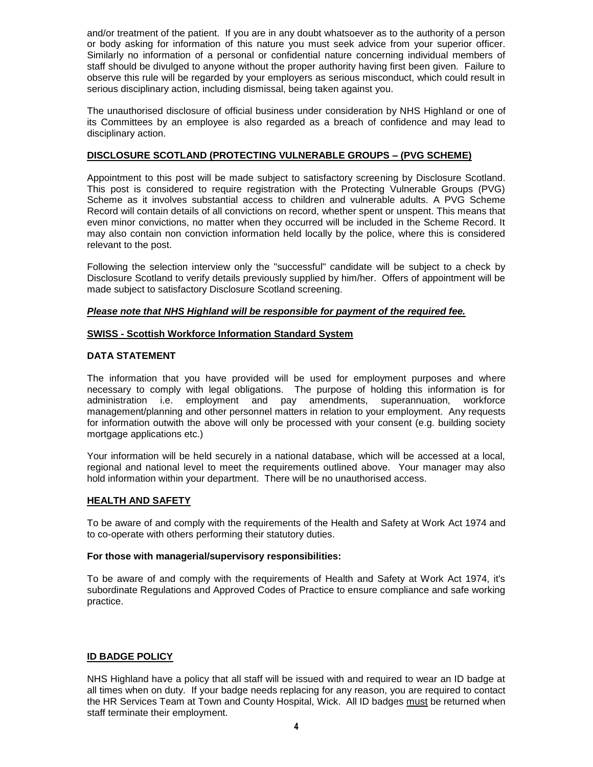and/or treatment of the patient. If you are in any doubt whatsoever as to the authority of a person or body asking for information of this nature you must seek advice from your superior officer. Similarly no information of a personal or confidential nature concerning individual members of staff should be divulged to anyone without the proper authority having first been given. Failure to observe this rule will be regarded by your employers as serious misconduct, which could result in serious disciplinary action, including dismissal, being taken against you.

The unauthorised disclosure of official business under consideration by NHS Highland or one of its Committees by an employee is also regarded as a breach of confidence and may lead to disciplinary action.

**DISCLOSURE SCOTLAND (PROTECTING VULNERABLE GROUPS – (PVG SCHEME)**

Appointment to this post will be made subject to satisfactory screening by Disclosure Scotland. This post is considered to require registration with the Protecting Vulnerable Groups (PVG) Scheme as it involves substantial access to children and vulnerable adults. A PVG Scheme Record will contain details of all convictions on record, whether spent or unspent. This means that even minor convictions, no matter when they occurred will be included in the Scheme Record. It may also contain non conviction information held locally by the police, where this is considered relevant to the post.

Following the selection interview only the "successful" candidate will be subject to a check by Disclosure Scotland to verify details previously supplied by him/her. Offers of appointment will be made subject to satisfactory Disclosure Scotland screening.

***Please note that NHS Highland will be responsible for payment of the required fee.***

**SWISS - Scottish Workforce Information Standard System**

**DATA STATEMENT**

The information that you have provided will be used for employment purposes and where necessary to comply with legal obligations. The purpose of holding this information is for administration i.e. employment and pay amendments, superannuation, workforce management/planning and other personnel matters in relation to your employment. Any requests for information outwith the above will only be processed with your consent (e.g. building society mortgage applications etc.)

Your information will be held securely in a national database, which will be accessed at a local, regional and national level to meet the requirements outlined above. Your manager may also hold information within your department. There will be no unauthorised access.

**HEALTH AND SAFETY**

To be aware of and comply with the requirements of the Health and Safety at Work Act 1974 and to co-operate with others performing their statutory duties.

**For those with managerial/supervisory responsibilities:**

To be aware of and comply with the requirements of Health and Safety at Work Act 1974, it's subordinate Regulations and Approved Codes of Practice to ensure compliance and safe working practice.

**ID BADGE POLICY**

NHS Highland have a policy that all staff will be issued with and required to wear an ID badge at all times when on duty. If your badge needs replacing for any reason, you are required to contact the HR Services Team at Town and County Hospital, Wick. All ID badges must be returned when staff terminate their employment.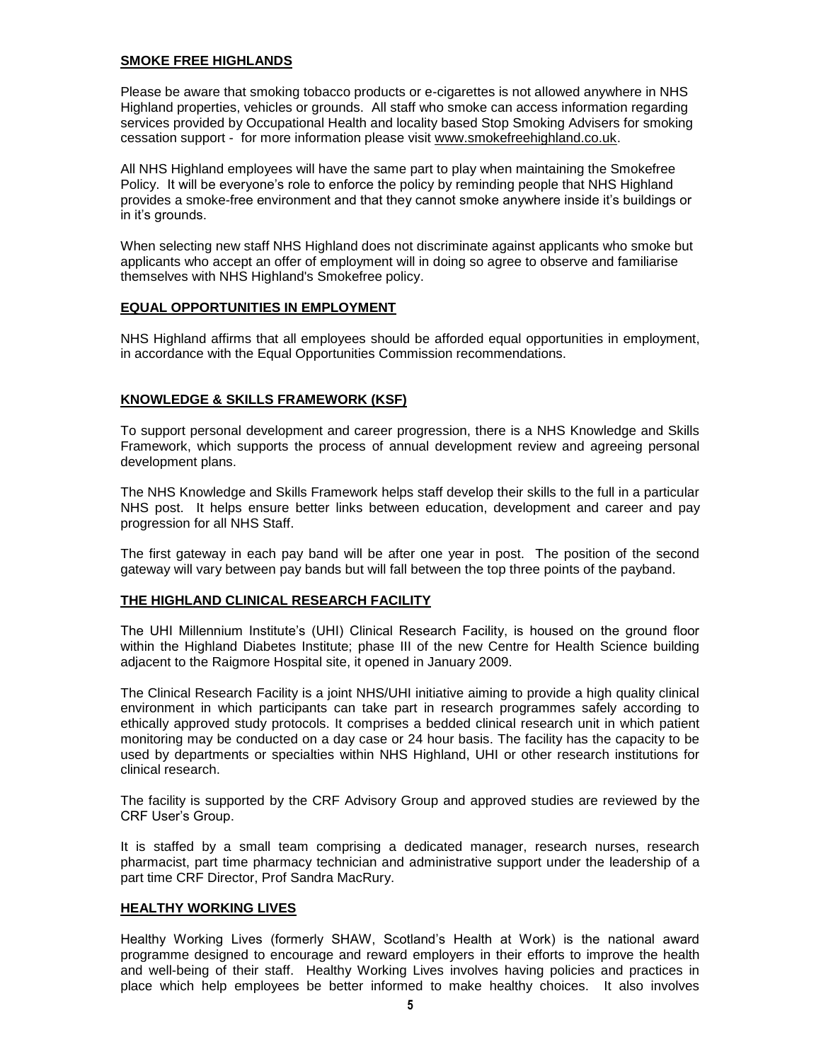## SMOKE FREE HIGHLANDS

Please be aware that smoking tobacco products or e-cigarettes is not allowed anywhere in NHS Highland properties, vehicles or grounds. All staff who smoke can access information regarding services provided by Occupational Health and locality based Stop Smoking Advisers for smoking cessation support - for more information please visit www.smokefreehighland.co.uk.

All NHS Highland employees will have the same part to play when maintaining the Smokefree Policy. It will be everyone's role to enforce the policy by reminding people that NHS Highland provides a smoke-free environment and that they cannot smoke anywhere inside it's buildings or in it's grounds.

When selecting new staff NHS Highland does not discriminate against applicants who smoke but applicants who accept an offer of employment will in doing so agree to observe and familiarise themselves with NHS Highland's Smokefree policy.

## EQUAL OPPORTUNITIES IN EMPLOYMENT

NHS Highland affirms that all employees should be afforded equal opportunities in employment, in accordance with the Equal Opportunities Commission recommendations.

## KNOWLEDGE & SKILLS FRAMEWORK (KSF)

To support personal development and career progression, there is a NHS Knowledge and Skills Framework, which supports the process of annual development review and agreeing personal development plans.

The NHS Knowledge and Skills Framework helps staff develop their skills to the full in a particular NHS post. It helps ensure better links between education, development and career and pay progression for all NHS Staff.

The first gateway in each pay band will be after one year in post. The position of the second gateway will vary between pay bands but will fall between the top three points of the payband.

## THE HIGHLAND CLINICAL RESEARCH FACILITY

The UHI Millennium Institute's (UHI) Clinical Research Facility, is housed on the ground floor within the Highland Diabetes Institute; phase III of the new Centre for Health Science building adjacent to the Raigmore Hospital site, it opened in January 2009.

The Clinical Research Facility is a joint NHS/UHI initiative aiming to provide a high quality clinical environment in which participants can take part in research programmes safely according to ethically approved study protocols. It comprises a bedded clinical research unit in which patient monitoring may be conducted on a day case or 24 hour basis. The facility has the capacity to be used by departments or specialties within NHS Highland, UHI or other research institutions for clinical research.

The facility is supported by the CRF Advisory Group and approved studies are reviewed by the CRF User's Group.

It is staffed by a small team comprising a dedicated manager, research nurses, research pharmacist, part time pharmacy technician and administrative support under the leadership of a part time CRF Director, Prof Sandra MacRury.

## HEALTHY WORKING LIVES

Healthy Working Lives (formerly SHAW, Scotland's Health at Work) is the national award programme designed to encourage and reward employers in their efforts to improve the health and well-being of their staff. Healthy Working Lives involves having policies and practices in place which help employees be better informed to make healthy choices. It also involves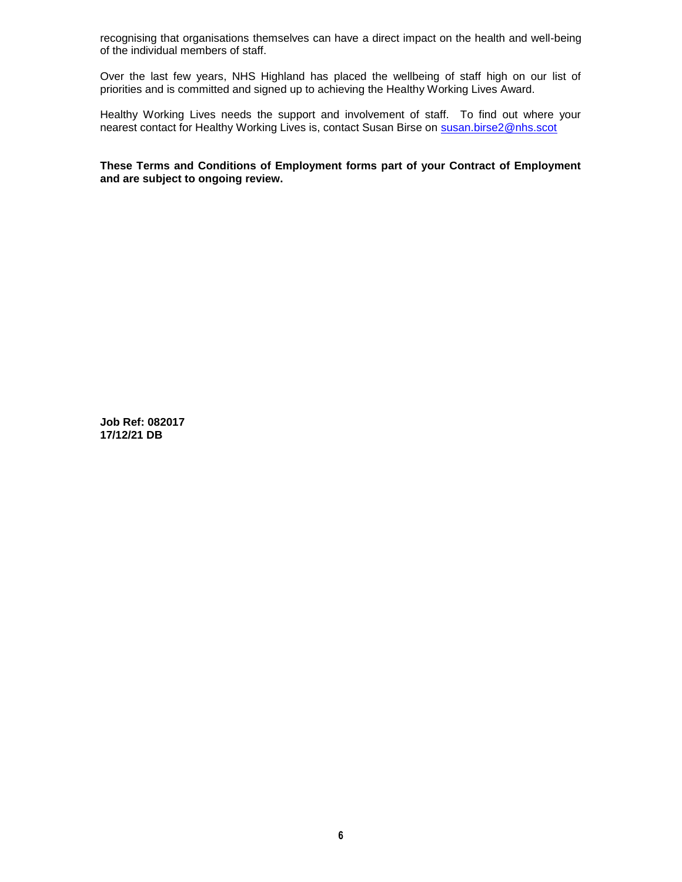recognising that organisations themselves can have a direct impact on the health and well-being of the individual members of staff.

Over the last few years, NHS Highland has placed the wellbeing of staff high on our list of priorities and is committed and signed up to achieving the Healthy Working Lives Award.

Healthy Working Lives needs the support and involvement of staff. To find out where your nearest contact for Healthy Working Lives is, contact Susan Birse on susan.birse2@nhs.scot

**These Terms and Conditions of Employment forms part of your Contract of Employment and are subject to ongoing review.**

**Job Ref: 082017**
**17/12/21 DB**